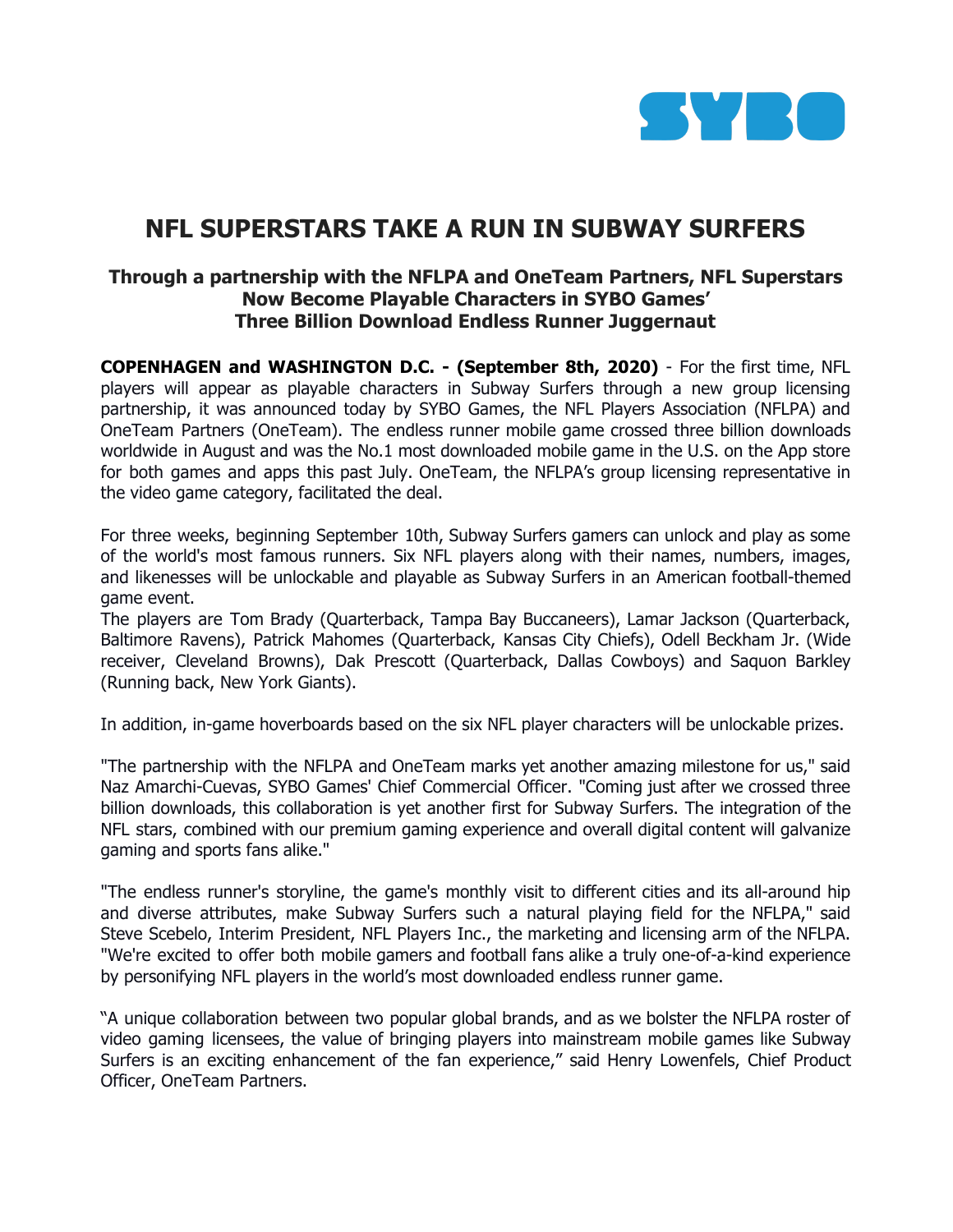SYBO

# NFL SUPERSTARS TAKE A RUN IN SUBWAY SURFERS

### Through a partnership with the NFLPA and OneTeam Partners, NFL Superstars Now Become Playable Characters in SYBO Games' Three Billion Download Endless Runner Juggernaut

**COPENHAGEN and WASHINGTON D.C. - (September 8th, 2020)** - For the first time, NFL players will appear as playable characters in Subway Surfers through a new group licensing partnership, it was announced today by SYBO Games, the NFL Players Association (NFLPA) and OneTeam Partners (OneTeam). The endless runner mobile game crossed three billion downloads worldwide in August and was the No.1 most downloaded mobile game in the U.S. on the App store for both games and apps this past July. OneTeam, the NFLPA's group licensing representative in the video game category, facilitated the deal.

For three weeks, beginning September 10th, Subway Surfers gamers can unlock and play as some of the world's most famous runners. Six NFL players along with their names, numbers, images, and likenesses will be unlockable and playable as Subway Surfers in an American football-themed game event.

The players are Tom Brady (Quarterback, Tampa Bay Buccaneers), Lamar Jackson (Quarterback, Baltimore Ravens), Patrick Mahomes (Quarterback, Kansas City Chiefs), Odell Beckham Jr. (Wide receiver, Cleveland Browns), Dak Prescott (Quarterback, Dallas Cowboys) and Saquon Barkley (Running back, New York Giants).

In addition, in-game hoverboards based on the six NFL player characters will be unlockable prizes.

"The partnership with the NFLPA and OneTeam marks yet another amazing milestone for us," said Naz Amarchi-Cuevas, SYBO Games' Chief Commercial Officer. "Coming just after we crossed three billion downloads, this collaboration is yet another first for Subway Surfers. The integration of the NFL stars, combined with our premium gaming experience and overall digital content will galvanize gaming and sports fans alike."

"The endless runner's storyline, the game's monthly visit to different cities and its all-around hip and diverse attributes, make Subway Surfers such a natural playing field for the NFLPA," said Steve Scebelo, Interim President, NFL Players Inc., the marketing and licensing arm of the NFLPA. "We're excited to offer both mobile gamers and football fans alike a truly one-of-a-kind experience by personifying NFL players in the world's most downloaded endless runner game.

"A unique collaboration between two popular global brands, and as we bolster the NFLPA roster of video gaming licensees, the value of bringing players into mainstream mobile games like Subway Surfers is an exciting enhancement of the fan experience," said Henry Lowenfels, Chief Product Officer, OneTeam Partners.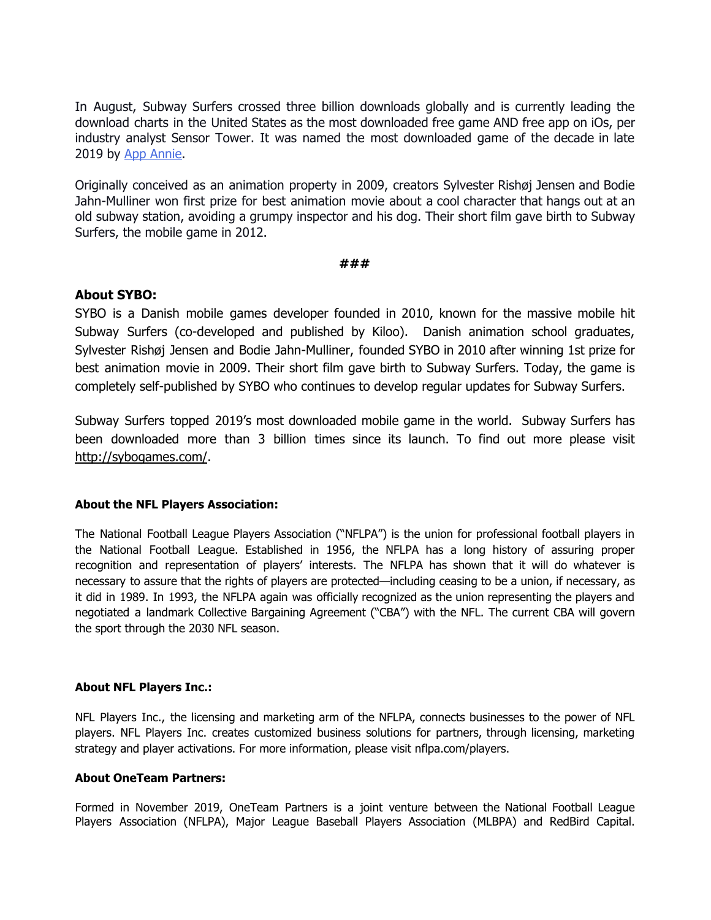In August, Subway Surfers crossed three billion downloads globally and is currently leading the download charts in the United States as the most downloaded free game AND free app on iOs, per industry analyst Sensor Tower. It was named the most downloaded game of the decade in late 2019 by [App Annie](#).

Originally conceived as an animation property in 2009, creators Sylvester Rishøj Jensen and Bodie Jahn-Mulliner won first prize for best animation movie about a cool character that hangs out at an old subway station, avoiding a grumpy inspector and his dog. Their short film gave birth to Subway Surfers, the mobile game in 2012.

**###**

### About SYBO:

SYBO is a Danish mobile games developer founded in 2010, known for the massive mobile hit Subway Surfers (co-developed and published by Kiloo). Danish animation school graduates, Sylvester Rishøj Jensen and Bodie Jahn-Mulliner, founded SYBO in 2010 after winning 1st prize for best animation movie in 2009. Their short film gave birth to Subway Surfers. Today, the game is completely self-published by SYBO who continues to develop regular updates for Subway Surfers.

Subway Surfers topped 2019's most downloaded mobile game in the world. Subway Surfers has been downloaded more than 3 billion times since its launch. To find out more please visit http://sybogames.com/.

**About the NFL Players Association:**

The National Football League Players Association ("NFLPA") is the union for professional football players in the National Football League. Established in 1956, the NFLPA has a long history of assuring proper recognition and representation of players' interests. The NFLPA has shown that it will do whatever is necessary to assure that the rights of players are protected—including ceasing to be a union, if necessary, as it did in 1989. In 1993, the NFLPA again was officially recognized as the union representing the players and negotiated a landmark Collective Bargaining Agreement ("CBA") with the NFL. The current CBA will govern the sport through the 2030 NFL season.

**About NFL Players Inc.:**

NFL Players Inc., the licensing and marketing arm of the NFLPA, connects businesses to the power of NFL players. NFL Players Inc. creates customized business solutions for partners, through licensing, marketing strategy and player activations. For more information, please visit nflpa.com/players.

**About OneTeam Partners:**

Formed in November 2019, OneTeam Partners is a joint venture between the National Football League Players Association (NFLPA), Major League Baseball Players Association (MLBPA) and RedBird Capital.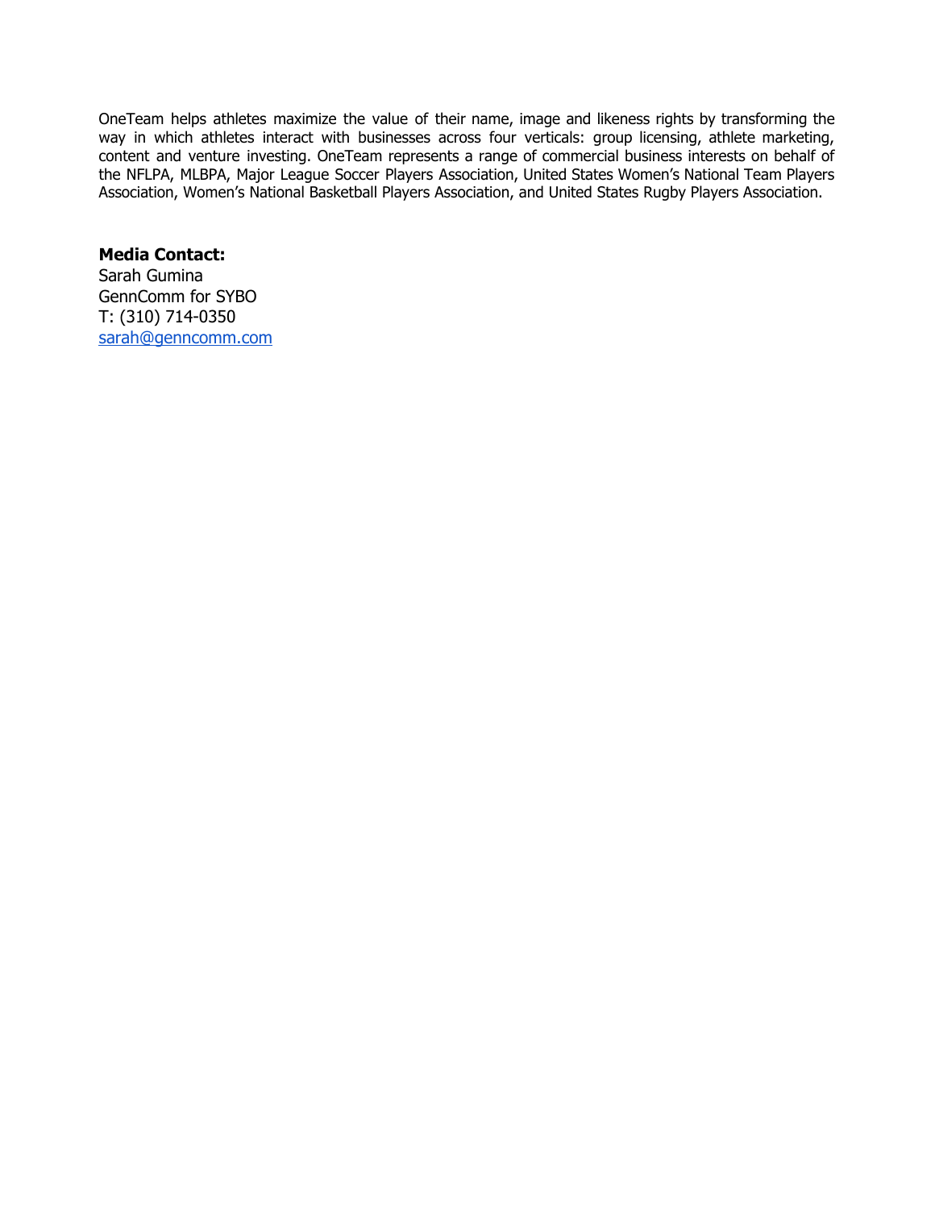OneTeam helps athletes maximize the value of their name, image and likeness rights by transforming the way in which athletes interact with businesses across four verticals: group licensing, athlete marketing, content and venture investing. OneTeam represents a range of commercial business interests on behalf of the NFLPA, MLBPA, Major League Soccer Players Association, United States Women's National Team Players Association, Women's National Basketball Players Association, and United States Rugby Players Association.

**Media Contact:**
Sarah Gumina
GennComm for SYBO
T: (310) 714-0350
sarah@genncomm.com